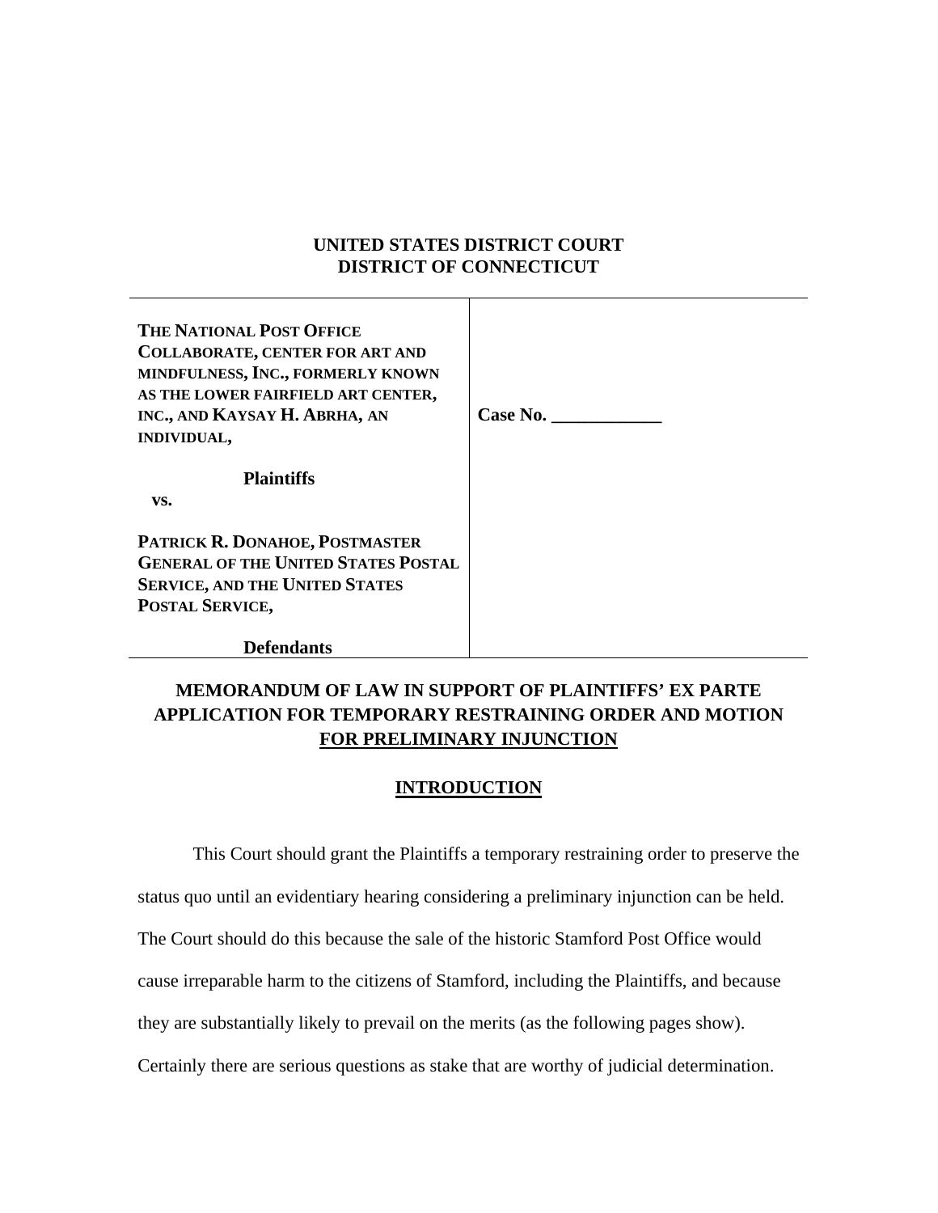**UNITED STATES DISTRICT COURT**
**DISTRICT OF CONNECTICUT**

| | |
|---|---|
| **THE NATIONAL POST OFFICE COLLABORATE, CENTER FOR ART AND MINDFULNESS, INC., FORMERLY KNOWN AS THE LOWER FAIRFIELD ART CENTER, INC., AND KAYSAY H. ABRHA, AN INDIVIDUAL,**<br><br>**Plaintiffs**<br><br>**vs.**<br><br>**PATRICK R. DONAHOE, POSTMASTER GENERAL OF THE UNITED STATES POSTAL SERVICE, AND THE UNITED STATES POSTAL SERVICE,**<br><br>**Defendants** | **Case No. \_\_\_\_\_\_\_\_\_\_\_\_** |

## MEMORANDUM OF LAW IN SUPPORT OF PLAINTIFFS' EX PARTE APPLICATION FOR TEMPORARY RESTRAINING ORDER AND MOTION FOR PRELIMINARY INJUNCTION

## INTRODUCTION

This Court should grant the Plaintiffs a temporary restraining order to preserve the status quo until an evidentiary hearing considering a preliminary injunction can be held. The Court should do this because the sale of the historic Stamford Post Office would cause irreparable harm to the citizens of Stamford, including the Plaintiffs, and because they are substantially likely to prevail on the merits (as the following pages show). Certainly there are serious questions as stake that are worthy of judicial determination.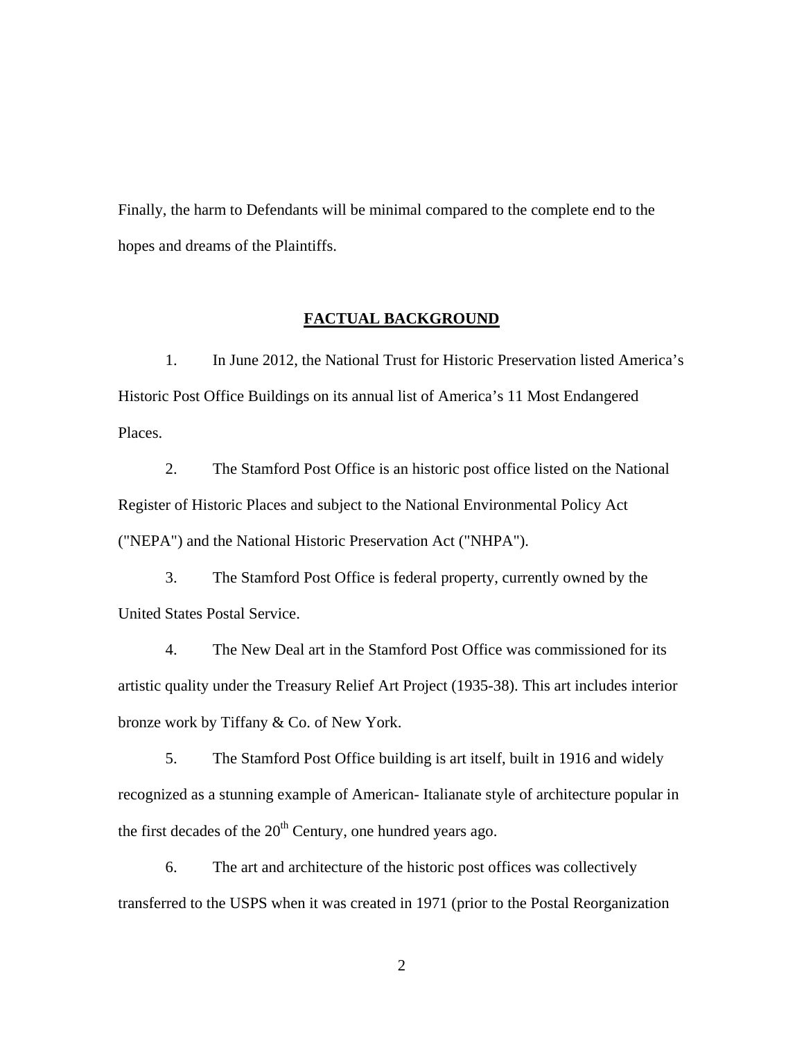Finally, the harm to Defendants will be minimal compared to the complete end to the hopes and dreams of the Plaintiffs.

## FACTUAL BACKGROUND

1. In June 2012, the National Trust for Historic Preservation listed America's Historic Post Office Buildings on its annual list of America's 11 Most Endangered Places.

2. The Stamford Post Office is an historic post office listed on the National Register of Historic Places and subject to the National Environmental Policy Act ("NEPA") and the National Historic Preservation Act ("NHPA").

3. The Stamford Post Office is federal property, currently owned by the United States Postal Service.

4. The New Deal art in the Stamford Post Office was commissioned for its artistic quality under the Treasury Relief Art Project (1935-38). This art includes interior bronze work by Tiffany & Co. of New York.

5. The Stamford Post Office building is art itself, built in 1916 and widely recognized as a stunning example of American- Italianate style of architecture popular in the first decades of the 20th Century, one hundred years ago.

6. The art and architecture of the historic post offices was collectively transferred to the USPS when it was created in 1971 (prior to the Postal Reorganization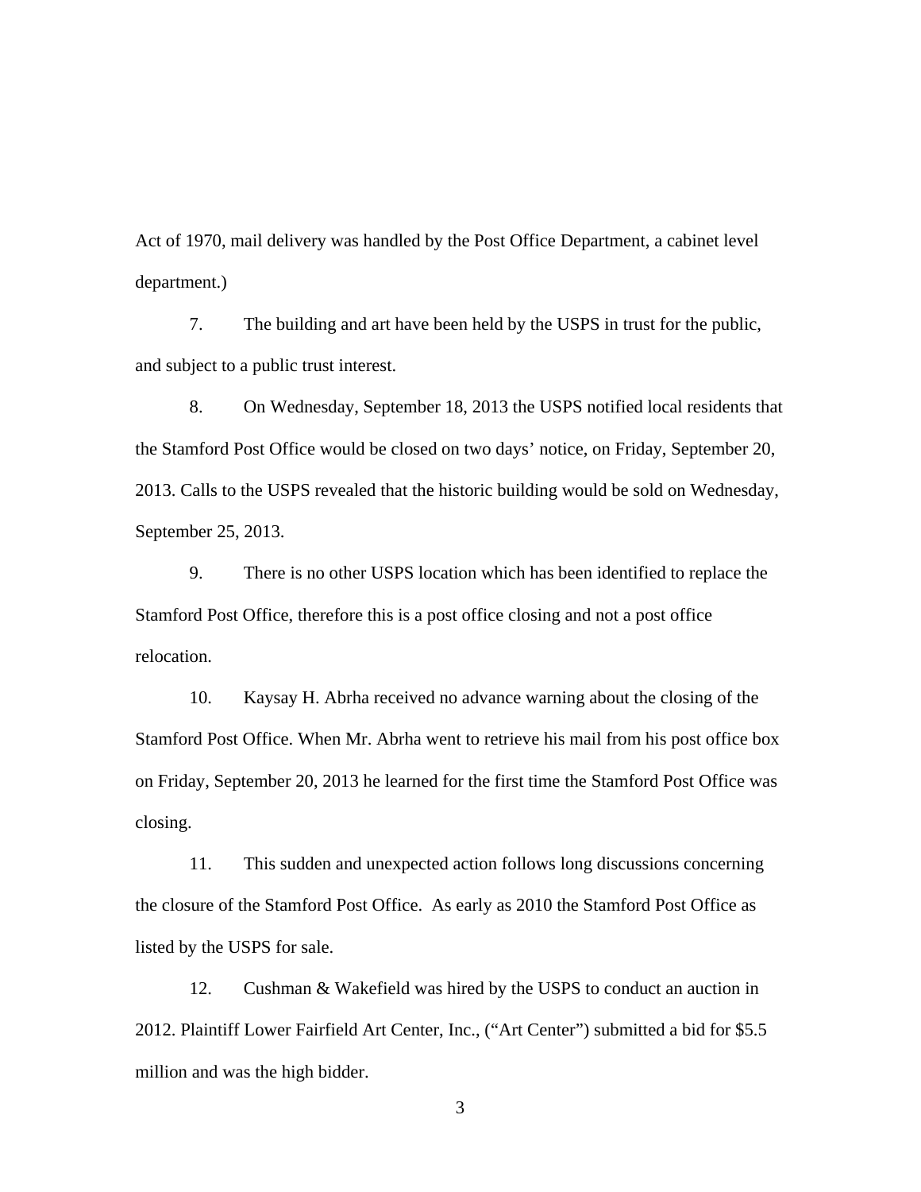Act of 1970, mail delivery was handled by the Post Office Department, a cabinet level department.)

7. The building and art have been held by the USPS in trust for the public, and subject to a public trust interest.

8. On Wednesday, September 18, 2013 the USPS notified local residents that the Stamford Post Office would be closed on two days' notice, on Friday, September 20, 2013. Calls to the USPS revealed that the historic building would be sold on Wednesday, September 25, 2013.

9. There is no other USPS location which has been identified to replace the Stamford Post Office, therefore this is a post office closing and not a post office relocation.

10. Kaysay H. Abrha received no advance warning about the closing of the Stamford Post Office. When Mr. Abrha went to retrieve his mail from his post office box on Friday, September 20, 2013 he learned for the first time the Stamford Post Office was closing.

11. This sudden and unexpected action follows long discussions concerning the closure of the Stamford Post Office. As early as 2010 the Stamford Post Office as listed by the USPS for sale.

12. Cushman & Wakefield was hired by the USPS to conduct an auction in 2012. Plaintiff Lower Fairfield Art Center, Inc., ("Art Center") submitted a bid for $5.5 million and was the high bidder.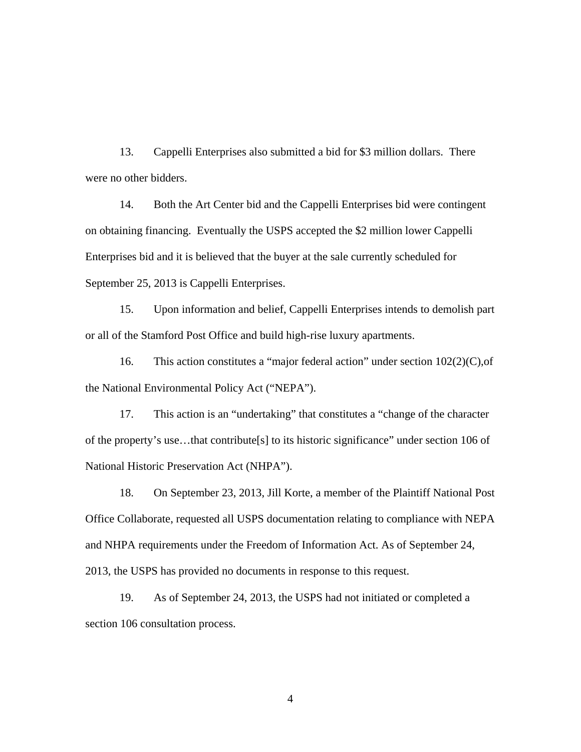13. Cappelli Enterprises also submitted a bid for $3 million dollars. There were no other bidders.

14. Both the Art Center bid and the Cappelli Enterprises bid were contingent on obtaining financing. Eventually the USPS accepted the $2 million lower Cappelli Enterprises bid and it is believed that the buyer at the sale currently scheduled for September 25, 2013 is Cappelli Enterprises.

15. Upon information and belief, Cappelli Enterprises intends to demolish part or all of the Stamford Post Office and build high-rise luxury apartments.

16. This action constitutes a "major federal action" under section 102(2)(C),of the National Environmental Policy Act ("NEPA").

17. This action is an "undertaking" that constitutes a "change of the character of the property's use…that contribute[s] to its historic significance" under section 106 of National Historic Preservation Act (NHPA").

18. On September 23, 2013, Jill Korte, a member of the Plaintiff National Post Office Collaborate, requested all USPS documentation relating to compliance with NEPA and NHPA requirements under the Freedom of Information Act. As of September 24, 2013, the USPS has provided no documents in response to this request.

19. As of September 24, 2013, the USPS had not initiated or completed a section 106 consultation process.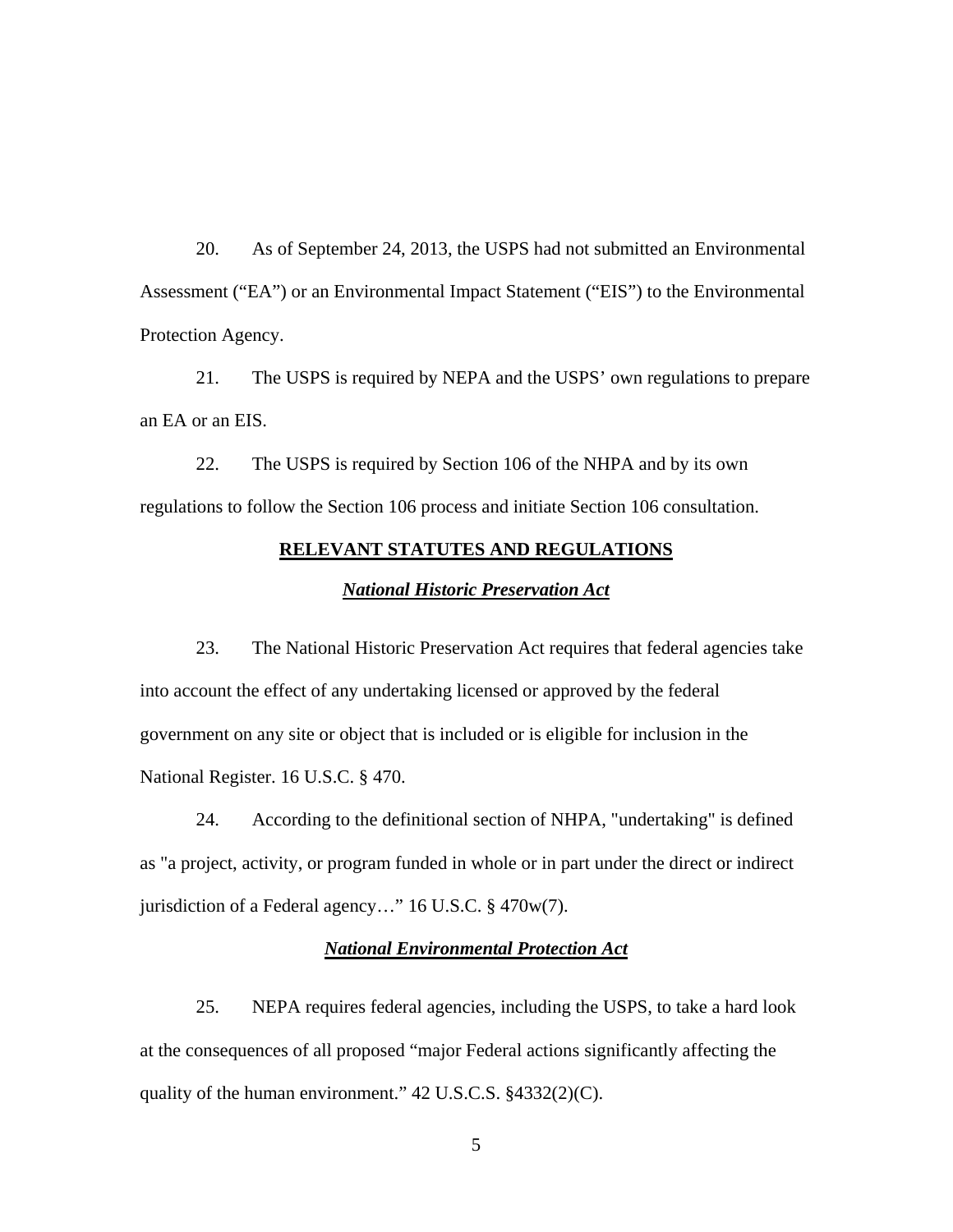20. As of September 24, 2013, the USPS had not submitted an Environmental Assessment ("EA") or an Environmental Impact Statement ("EIS") to the Environmental Protection Agency.

21. The USPS is required by NEPA and the USPS' own regulations to prepare an EA or an EIS.

22. The USPS is required by Section 106 of the NHPA and by its own regulations to follow the Section 106 process and initiate Section 106 consultation.

## RELEVANT STATUTES AND REGULATIONS

### *National Historic Preservation Act*

23. The National Historic Preservation Act requires that federal agencies take into account the effect of any undertaking licensed or approved by the federal government on any site or object that is included or is eligible for inclusion in the National Register. 16 U.S.C. § 470.

24. According to the definitional section of NHPA, "undertaking" is defined as "a project, activity, or program funded in whole or in part under the direct or indirect jurisdiction of a Federal agency…" 16 U.S.C. § 470w(7).

### *National Environmental Protection Act*

25. NEPA requires federal agencies, including the USPS, to take a hard look at the consequences of all proposed "major Federal actions significantly affecting the quality of the human environment." 42 U.S.C.S. §4332(2)(C).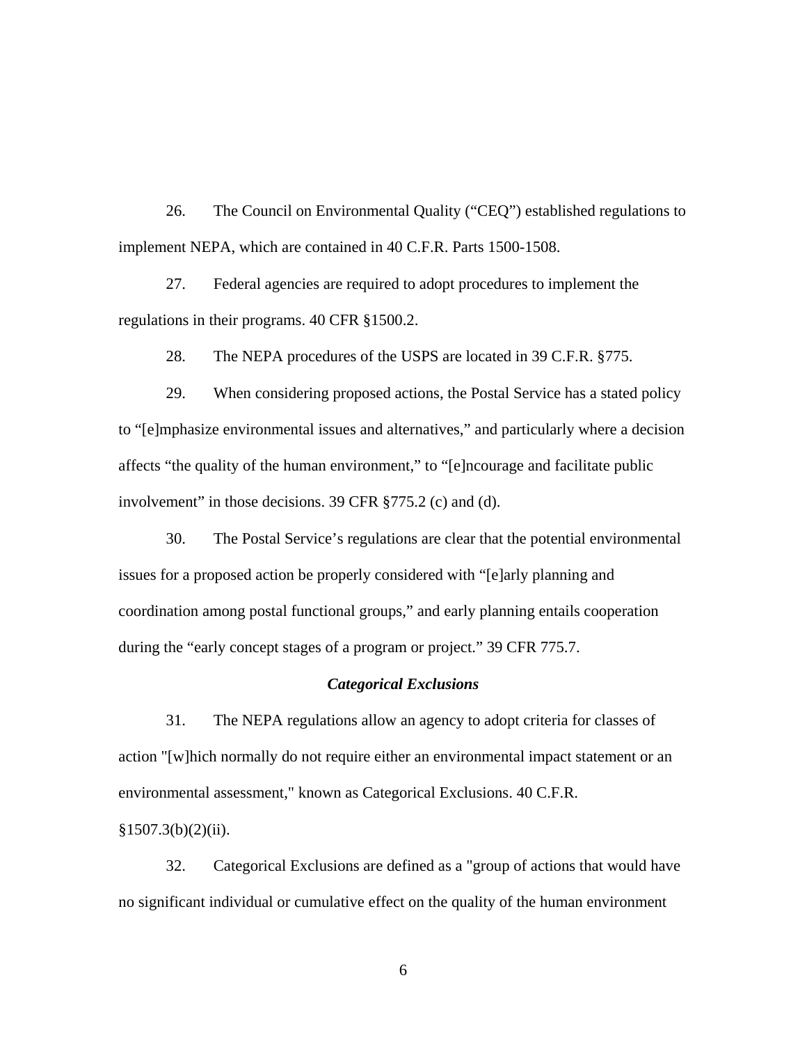26. The Council on Environmental Quality ("CEQ") established regulations to implement NEPA, which are contained in 40 C.F.R. Parts 1500-1508.

27. Federal agencies are required to adopt procedures to implement the regulations in their programs. 40 CFR §1500.2.

28. The NEPA procedures of the USPS are located in 39 C.F.R. §775.

29. When considering proposed actions, the Postal Service has a stated policy to "[e]mphasize environmental issues and alternatives," and particularly where a decision affects "the quality of the human environment," to "[e]ncourage and facilitate public involvement" in those decisions. 39 CFR §775.2 (c) and (d).

30. The Postal Service's regulations are clear that the potential environmental issues for a proposed action be properly considered with "[e]arly planning and coordination among postal functional groups," and early planning entails cooperation during the "early concept stages of a program or project." 39 CFR 775.7.

***Categorical Exclusions***

31. The NEPA regulations allow an agency to adopt criteria for classes of action "[w]hich normally do not require either an environmental impact statement or an environmental assessment," known as Categorical Exclusions. 40 C.F.R. §1507.3(b)(2)(ii).

32. Categorical Exclusions are defined as a "group of actions that would have no significant individual or cumulative effect on the quality of the human environment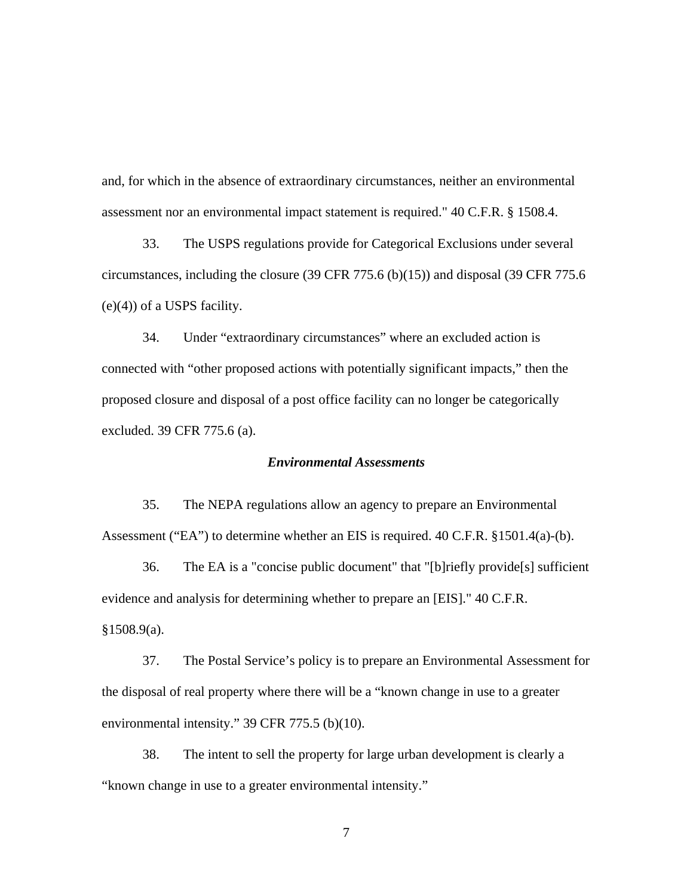and, for which in the absence of extraordinary circumstances, neither an environmental assessment nor an environmental impact statement is required." 40 C.F.R. § 1508.4.

33. The USPS regulations provide for Categorical Exclusions under several circumstances, including the closure (39 CFR 775.6 (b)(15)) and disposal (39 CFR 775.6 (e)(4)) of a USPS facility.

34. Under "extraordinary circumstances" where an excluded action is connected with "other proposed actions with potentially significant impacts," then the proposed closure and disposal of a post office facility can no longer be categorically excluded. 39 CFR 775.6 (a).

***Environmental Assessments***

35. The NEPA regulations allow an agency to prepare an Environmental Assessment ("EA") to determine whether an EIS is required. 40 C.F.R. §1501.4(a)-(b).

36. The EA is a "concise public document" that "[b]riefly provide[s] sufficient evidence and analysis for determining whether to prepare an [EIS]." 40 C.F.R. §1508.9(a).

37. The Postal Service's policy is to prepare an Environmental Assessment for the disposal of real property where there will be a "known change in use to a greater environmental intensity." 39 CFR 775.5 (b)(10).

38. The intent to sell the property for large urban development is clearly a "known change in use to a greater environmental intensity."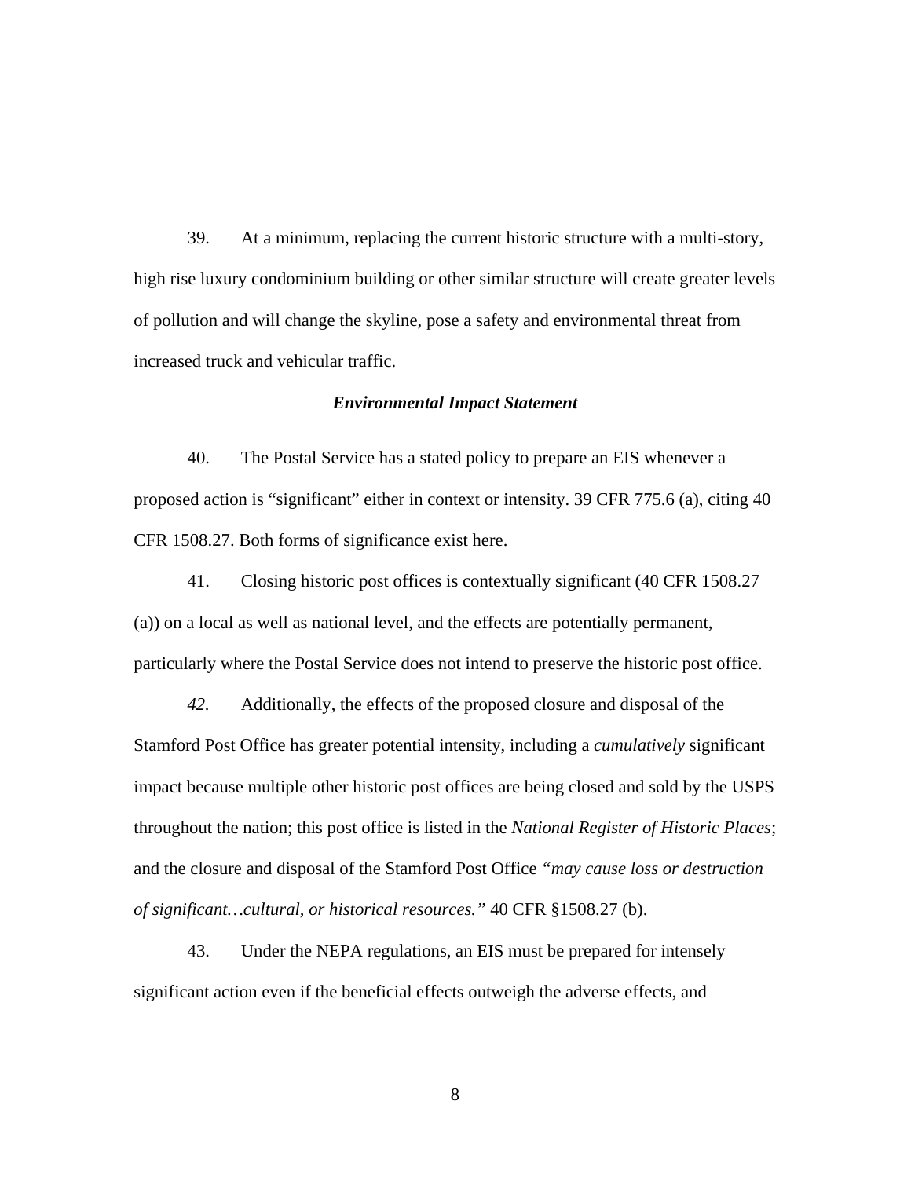39. At a minimum, replacing the current historic structure with a multi-story, high rise luxury condominium building or other similar structure will create greater levels of pollution and will change the skyline, pose a safety and environmental threat from increased truck and vehicular traffic.

### ***Environmental Impact Statement***

40. The Postal Service has a stated policy to prepare an EIS whenever a proposed action is "significant" either in context or intensity. 39 CFR 775.6 (a), citing 40 CFR 1508.27. Both forms of significance exist here.

41. Closing historic post offices is contextually significant (40 CFR 1508.27 (a)) on a local as well as national level, and the effects are potentially permanent, particularly where the Postal Service does not intend to preserve the historic post office.

*42.* Additionally, the effects of the proposed closure and disposal of the Stamford Post Office has greater potential intensity, including a *cumulatively* significant impact because multiple other historic post offices are being closed and sold by the USPS throughout the nation; this post office is listed in the *National Register of Historic Places*; and the closure and disposal of the Stamford Post Office *"may cause loss or destruction of significant…cultural, or historical resources."* 40 CFR §1508.27 (b).

43. Under the NEPA regulations, an EIS must be prepared for intensely significant action even if the beneficial effects outweigh the adverse effects, and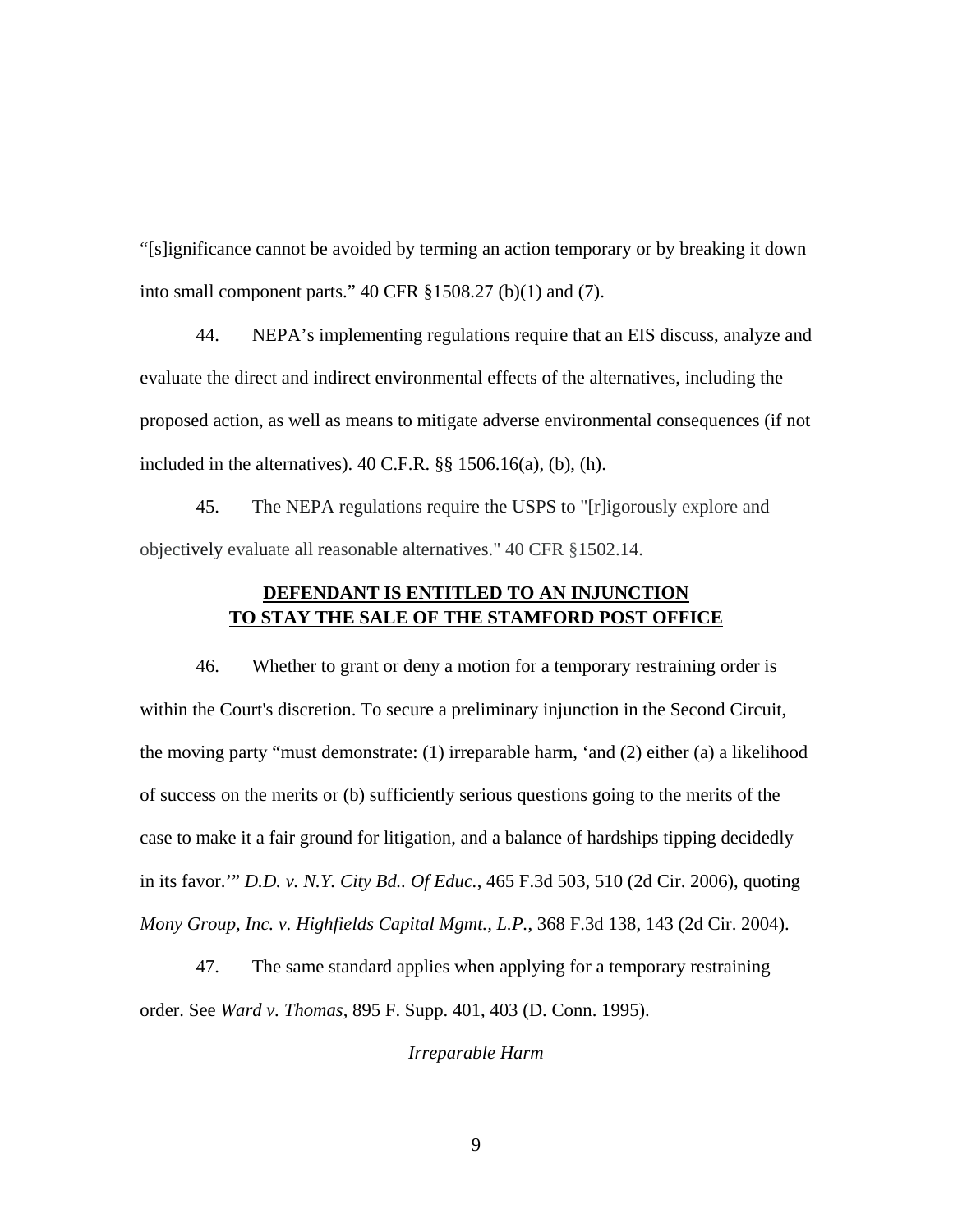"[s]ignificance cannot be avoided by terming an action temporary or by breaking it down into small component parts." 40 CFR §1508.27 (b)(1) and (7).

44. NEPA's implementing regulations require that an EIS discuss, analyze and evaluate the direct and indirect environmental effects of the alternatives, including the proposed action, as well as means to mitigate adverse environmental consequences (if not included in the alternatives). 40 C.F.R. §§ 1506.16(a), (b), (h).

45. The NEPA regulations require the USPS to "[r]igorously explore and objectively evaluate all reasonable alternatives." 40 CFR §1502.14.

**DEFENDANT IS ENTITLED TO AN INJUNCTION TO STAY THE SALE OF THE STAMFORD POST OFFICE**

46. Whether to grant or deny a motion for a temporary restraining order is within the Court's discretion. To secure a preliminary injunction in the Second Circuit, the moving party "must demonstrate: (1) irreparable harm, 'and (2) either (a) a likelihood of success on the merits or (b) sufficiently serious questions going to the merits of the case to make it a fair ground for litigation, and a balance of hardships tipping decidedly in its favor.'" *D.D. v. N.Y. City Bd.. Of Educ.*, 465 F.3d 503, 510 (2d Cir. 2006), quoting *Mony Group, Inc. v. Highfields Capital Mgmt., L.P.*, 368 F.3d 138, 143 (2d Cir. 2004).

47. The same standard applies when applying for a temporary restraining order. See *Ward v. Thomas*, 895 F. Supp. 401, 403 (D. Conn. 1995).

*Irreparable Harm*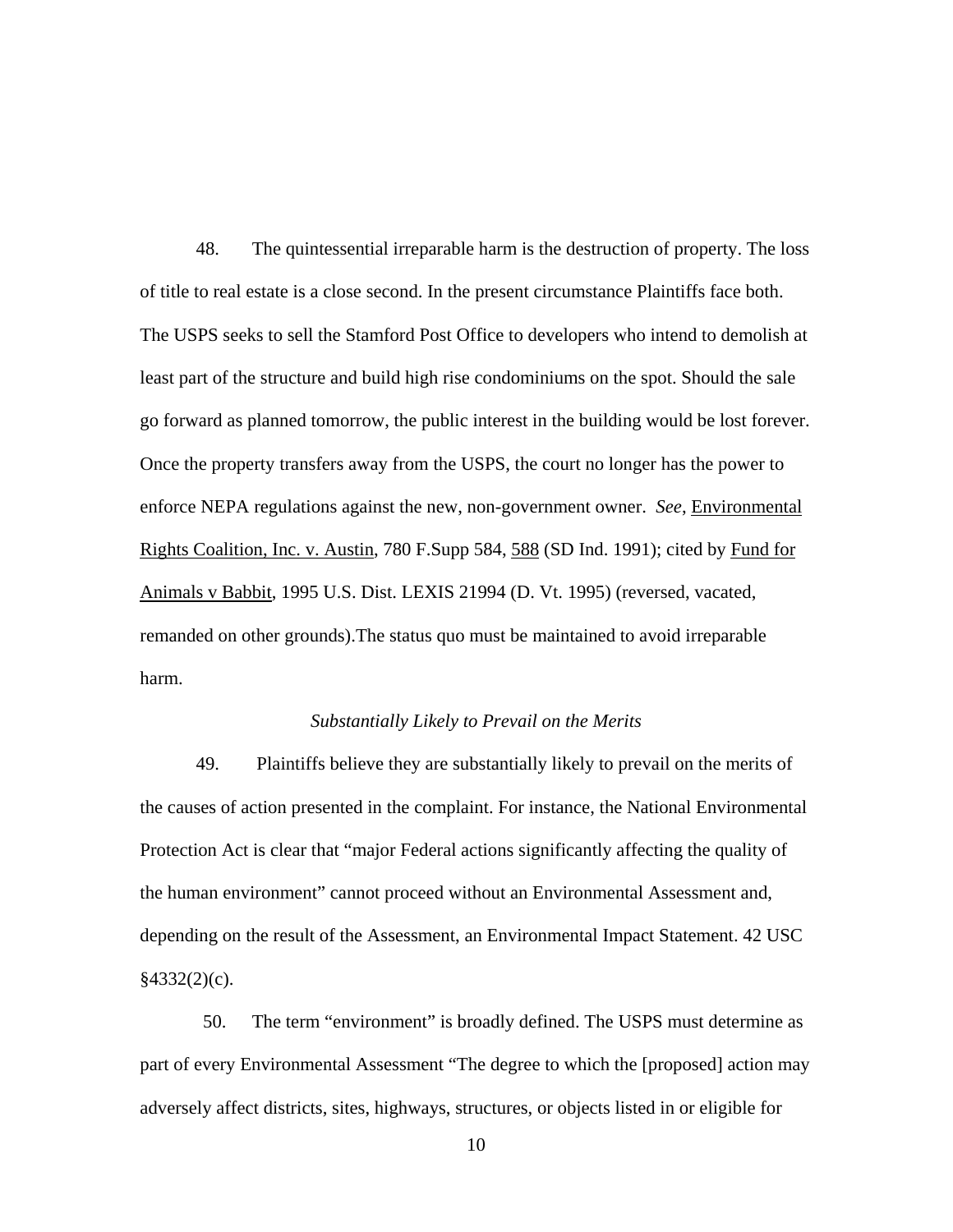48. The quintessential irreparable harm is the destruction of property. The loss of title to real estate is a close second. In the present circumstance Plaintiffs face both. The USPS seeks to sell the Stamford Post Office to developers who intend to demolish at least part of the structure and build high rise condominiums on the spot. Should the sale go forward as planned tomorrow, the public interest in the building would be lost forever. Once the property transfers away from the USPS, the court no longer has the power to enforce NEPA regulations against the new, non-government owner. *See*, Environmental Rights Coalition, Inc. v. Austin, 780 F.Supp 584, 588 (SD Ind. 1991); cited by Fund for Animals v Babbit, 1995 U.S. Dist. LEXIS 21994 (D. Vt. 1995) (reversed, vacated, remanded on other grounds).The status quo must be maintained to avoid irreparable harm.

*Substantially Likely to Prevail on the Merits*

49. Plaintiffs believe they are substantially likely to prevail on the merits of the causes of action presented in the complaint. For instance, the National Environmental Protection Act is clear that "major Federal actions significantly affecting the quality of the human environment" cannot proceed without an Environmental Assessment and, depending on the result of the Assessment, an Environmental Impact Statement. 42 USC §4332(2)(c).

50. The term "environment" is broadly defined. The USPS must determine as part of every Environmental Assessment "The degree to which the [proposed] action may adversely affect districts, sites, highways, structures, or objects listed in or eligible for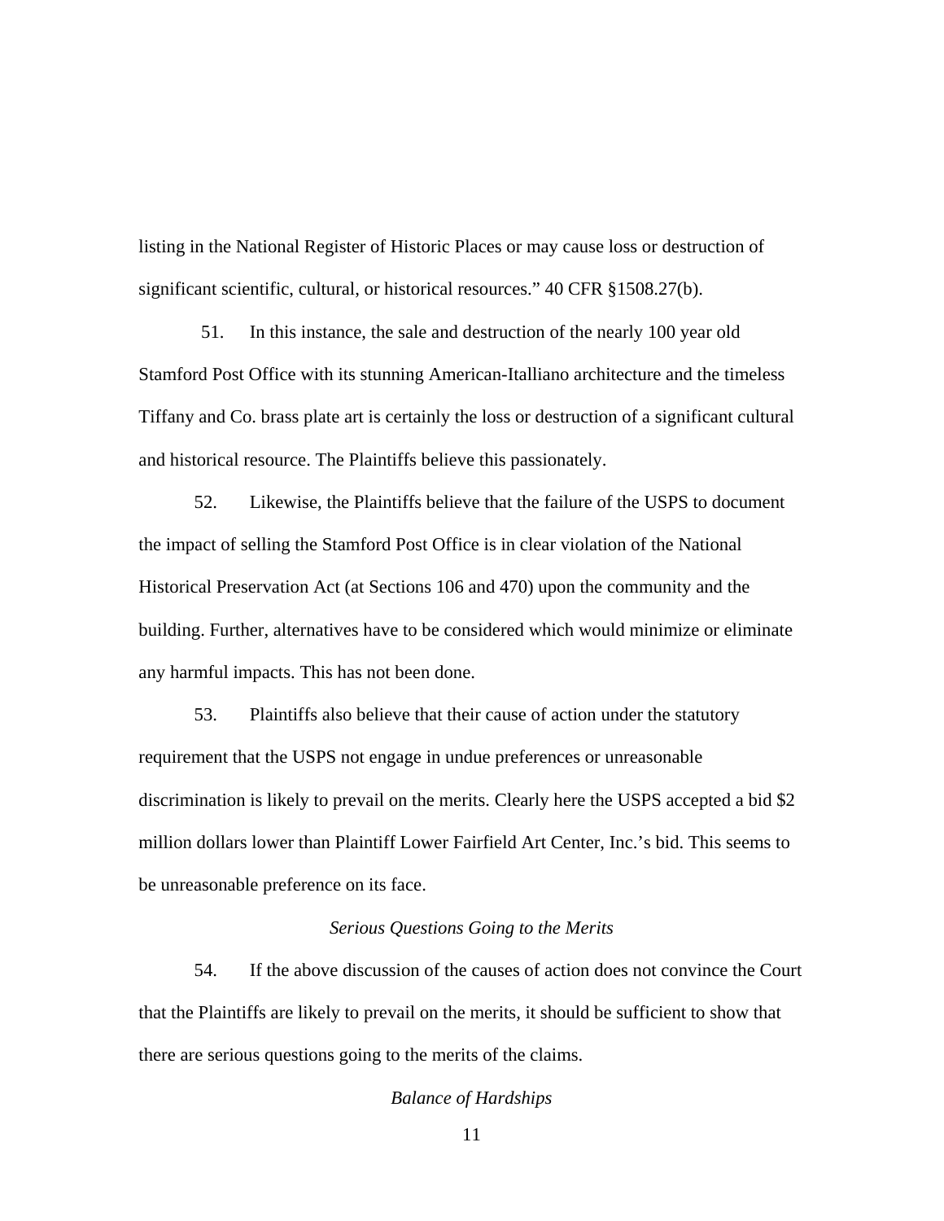listing in the National Register of Historic Places or may cause loss or destruction of significant scientific, cultural, or historical resources." 40 CFR §1508.27(b).

51. In this instance, the sale and destruction of the nearly 100 year old Stamford Post Office with its stunning American-Italliano architecture and the timeless Tiffany and Co. brass plate art is certainly the loss or destruction of a significant cultural and historical resource. The Plaintiffs believe this passionately.

52. Likewise, the Plaintiffs believe that the failure of the USPS to document the impact of selling the Stamford Post Office is in clear violation of the National Historical Preservation Act (at Sections 106 and 470) upon the community and the building. Further, alternatives have to be considered which would minimize or eliminate any harmful impacts. This has not been done.

53. Plaintiffs also believe that their cause of action under the statutory requirement that the USPS not engage in undue preferences or unreasonable discrimination is likely to prevail on the merits. Clearly here the USPS accepted a bid $2 million dollars lower than Plaintiff Lower Fairfield Art Center, Inc.'s bid. This seems to be unreasonable preference on its face.

*Serious Questions Going to the Merits*

54. If the above discussion of the causes of action does not convince the Court that the Plaintiffs are likely to prevail on the merits, it should be sufficient to show that there are serious questions going to the merits of the claims.

*Balance of Hardships*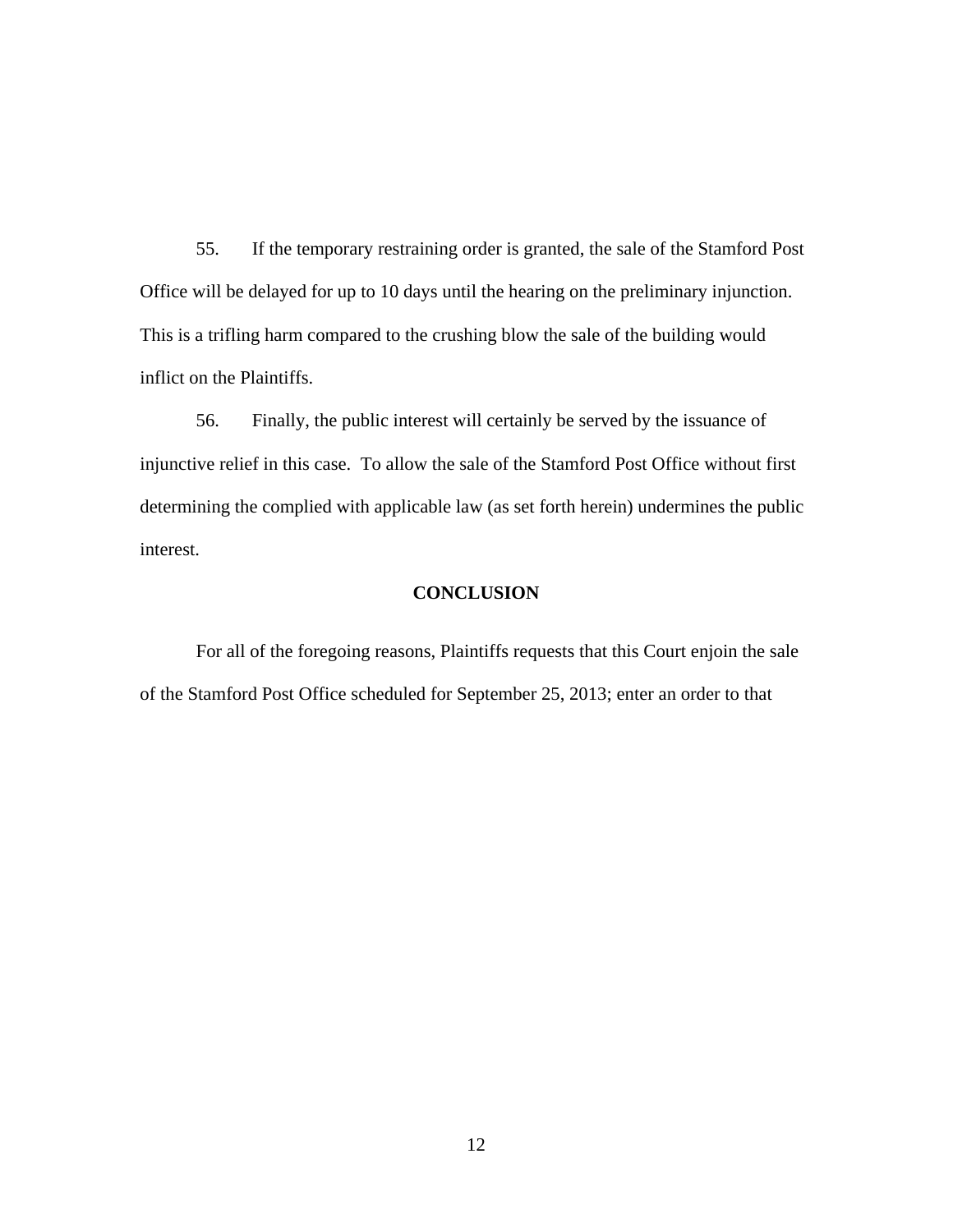55. If the temporary restraining order is granted, the sale of the Stamford Post Office will be delayed for up to 10 days until the hearing on the preliminary injunction. This is a trifling harm compared to the crushing blow the sale of the building would inflict on the Plaintiffs.

56. Finally, the public interest will certainly be served by the issuance of injunctive relief in this case. To allow the sale of the Stamford Post Office without first determining the complied with applicable law (as set forth herein) undermines the public interest.

**CONCLUSION**

For all of the foregoing reasons, Plaintiffs requests that this Court enjoin the sale of the Stamford Post Office scheduled for September 25, 2013; enter an order to that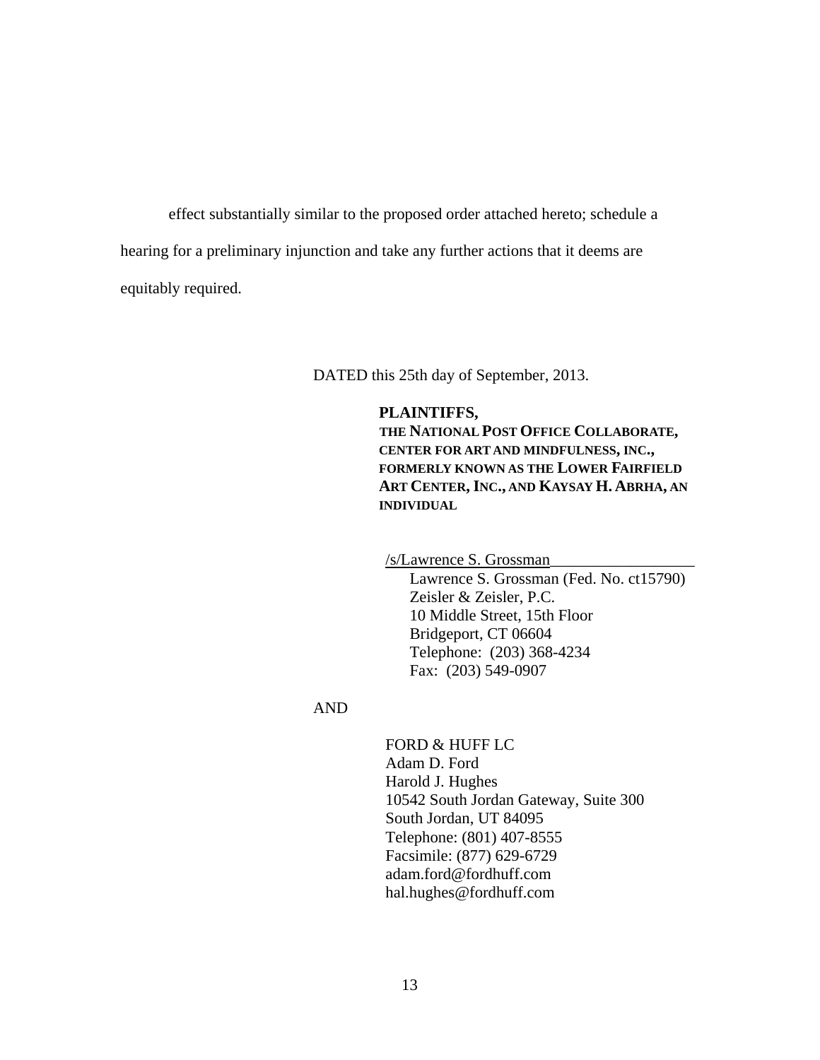effect substantially similar to the proposed order attached hereto; schedule a hearing for a preliminary injunction and take any further actions that it deems are equitably required.

DATED this 25th day of September, 2013.

**PLAINTIFFS,**
**THE NATIONAL POST OFFICE COLLABORATE, CENTER FOR ART AND MINDFULNESS, INC., FORMERLY KNOWN AS THE LOWER FAIRFIELD ART CENTER, INC., AND KAYSAY H. ABRHA, AN INDIVIDUAL**

/s/Lawrence S. Grossman
Lawrence S. Grossman (Fed. No. ct15790)
Zeisler & Zeisler, P.C.
10 Middle Street, 15th Floor
Bridgeport, CT 06604
Telephone: (203) 368-4234
Fax: (203) 549-0907

AND

FORD & HUFF LC
Adam D. Ford
Harold J. Hughes
10542 South Jordan Gateway, Suite 300
South Jordan, UT 84095
Telephone: (801) 407-8555
Facsimile: (877) 629-6729
adam.ford@fordhuff.com
hal.hughes@fordhuff.com